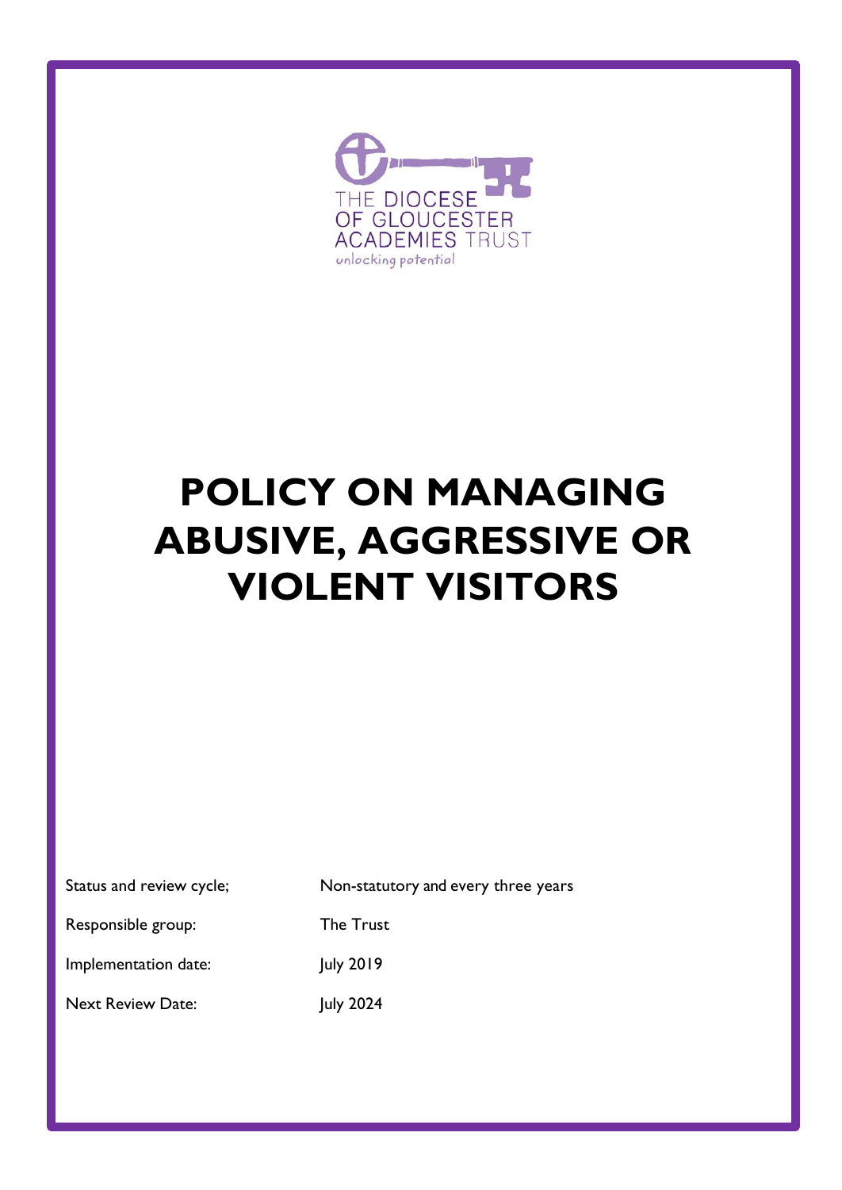THE DIOCESE OF GLOUCESTER ACADEMIES TRUST

*unlocking potential*

# POLICY ON MANAGING ABUSIVE, AGGRESSIVE OR VIOLENT VISITORS

| | |
|---|---|
| Status and review cycle; | Non-statutory and every three years |
| Responsible group: | The Trust |
| Implementation date: | July 2019 |
| Next Review Date: | July 2024 |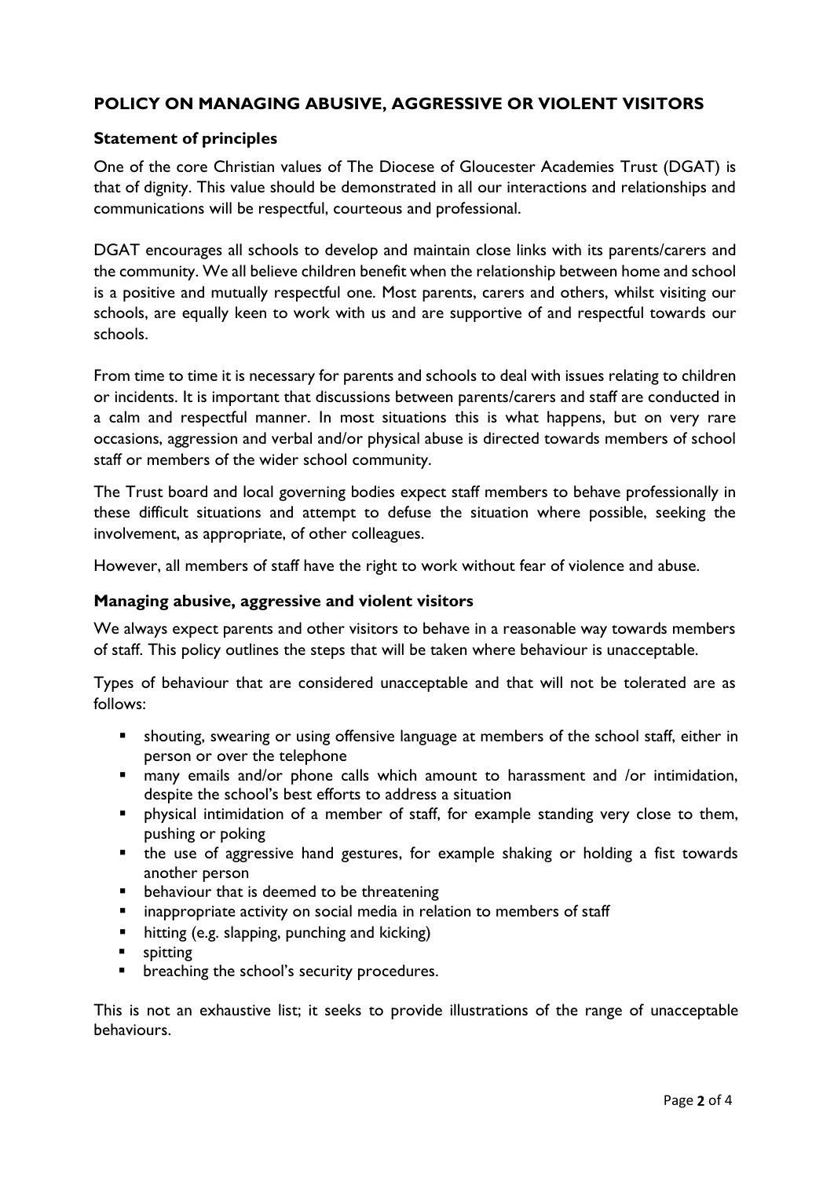## POLICY ON MANAGING ABUSIVE, AGGRESSIVE OR VIOLENT VISITORS

### Statement of principles

One of the core Christian values of The Diocese of Gloucester Academies Trust (DGAT) is that of dignity. This value should be demonstrated in all our interactions and relationships and communications will be respectful, courteous and professional.

DGAT encourages all schools to develop and maintain close links with its parents/carers and the community. We all believe children benefit when the relationship between home and school is a positive and mutually respectful one. Most parents, carers and others, whilst visiting our schools, are equally keen to work with us and are supportive of and respectful towards our schools.

From time to time it is necessary for parents and schools to deal with issues relating to children or incidents. It is important that discussions between parents/carers and staff are conducted in a calm and respectful manner. In most situations this is what happens, but on very rare occasions, aggression and verbal and/or physical abuse is directed towards members of school staff or members of the wider school community.

The Trust board and local governing bodies expect staff members to behave professionally in these difficult situations and attempt to defuse the situation where possible, seeking the involvement, as appropriate, of other colleagues.

However, all members of staff have the right to work without fear of violence and abuse.

### Managing abusive, aggressive and violent visitors

We always expect parents and other visitors to behave in a reasonable way towards members of staff. This policy outlines the steps that will be taken where behaviour is unacceptable.

Types of behaviour that are considered unacceptable and that will not be tolerated are as follows:

- shouting, swearing or using offensive language at members of the school staff, either in person or over the telephone
- many emails and/or phone calls which amount to harassment and /or intimidation, despite the school's best efforts to address a situation
- physical intimidation of a member of staff, for example standing very close to them, pushing or poking
- the use of aggressive hand gestures, for example shaking or holding a fist towards another person
- behaviour that is deemed to be threatening
- inappropriate activity on social media in relation to members of staff
- hitting (e.g. slapping, punching and kicking)
- spitting
- breaching the school's security procedures.

This is not an exhaustive list; it seeks to provide illustrations of the range of unacceptable behaviours.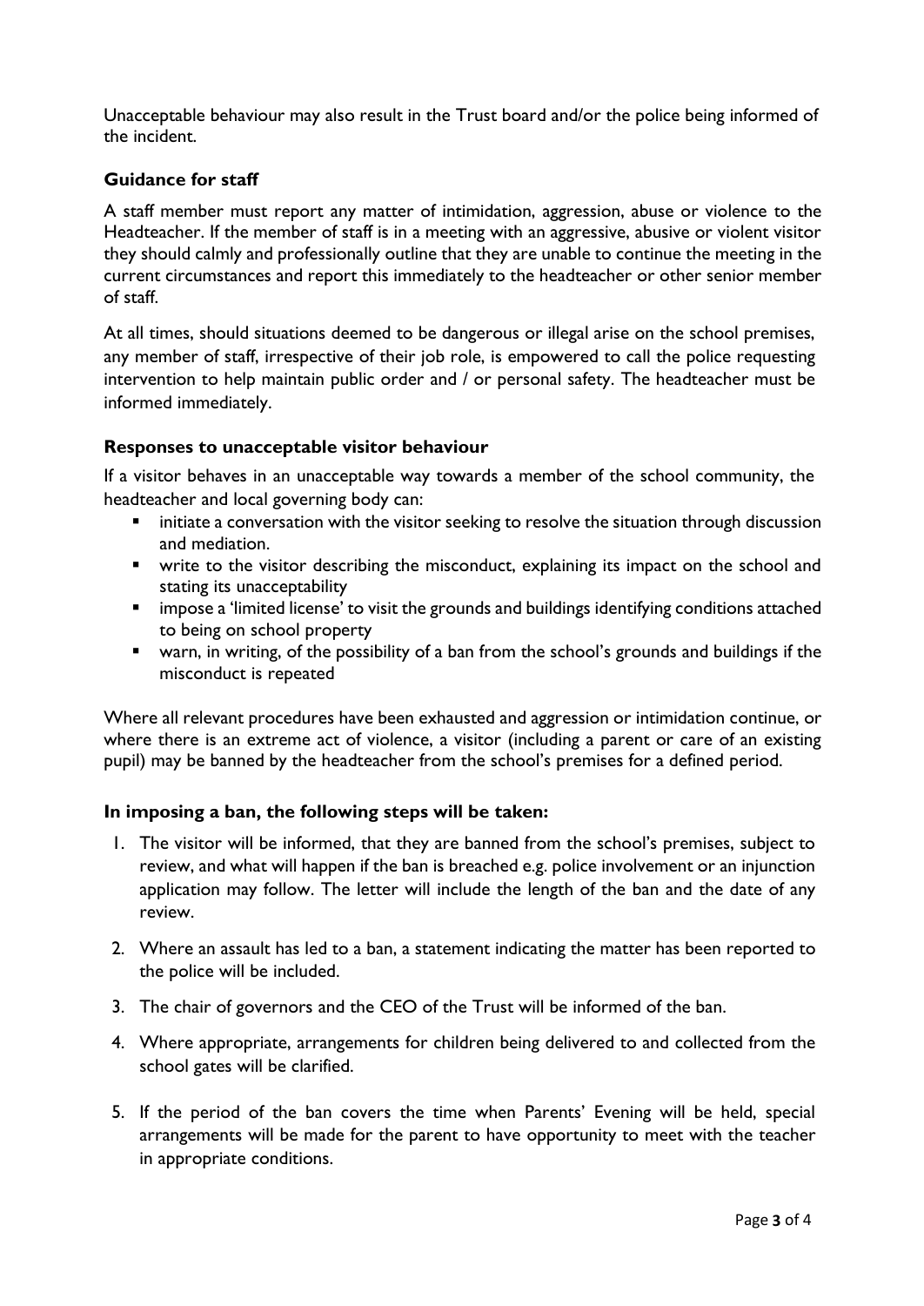Unacceptable behaviour may also result in the Trust board and/or the police being informed of the incident.

### Guidance for staff

A staff member must report any matter of intimidation, aggression, abuse or violence to the Headteacher. If the member of staff is in a meeting with an aggressive, abusive or violent visitor they should calmly and professionally outline that they are unable to continue the meeting in the current circumstances and report this immediately to the headteacher or other senior member of staff.

At all times, should situations deemed to be dangerous or illegal arise on the school premises, any member of staff, irrespective of their job role, is empowered to call the police requesting intervention to help maintain public order and / or personal safety. The headteacher must be informed immediately.

### Responses to unacceptable visitor behaviour

If a visitor behaves in an unacceptable way towards a member of the school community, the headteacher and local governing body can:

- initiate a conversation with the visitor seeking to resolve the situation through discussion and mediation.
- write to the visitor describing the misconduct, explaining its impact on the school and stating its unacceptability
- impose a 'limited license' to visit the grounds and buildings identifying conditions attached to being on school property
- warn, in writing, of the possibility of a ban from the school's grounds and buildings if the misconduct is repeated

Where all relevant procedures have been exhausted and aggression or intimidation continue, or where there is an extreme act of violence, a visitor (including a parent or care of an existing pupil) may be banned by the headteacher from the school's premises for a defined period.

### In imposing a ban, the following steps will be taken:

1. The visitor will be informed, that they are banned from the school's premises, subject to review, and what will happen if the ban is breached e.g. police involvement or an injunction application may follow. The letter will include the length of the ban and the date of any review.
2. Where an assault has led to a ban, a statement indicating the matter has been reported to the police will be included.
3. The chair of governors and the CEO of the Trust will be informed of the ban.
4. Where appropriate, arrangements for children being delivered to and collected from the school gates will be clarified.
5. If the period of the ban covers the time when Parents' Evening will be held, special arrangements will be made for the parent to have opportunity to meet with the teacher in appropriate conditions.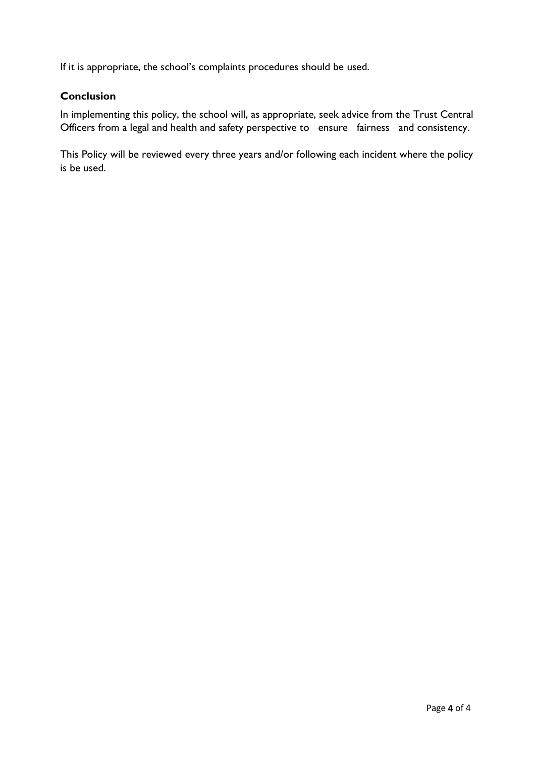If it is appropriate, the school's complaints procedures should be used.

**Conclusion**

In implementing this policy, the school will, as appropriate, seek advice from the Trust Central Officers from a legal and health and safety perspective to ensure fairness and consistency.

This Policy will be reviewed every three years and/or following each incident where the policy is be used.